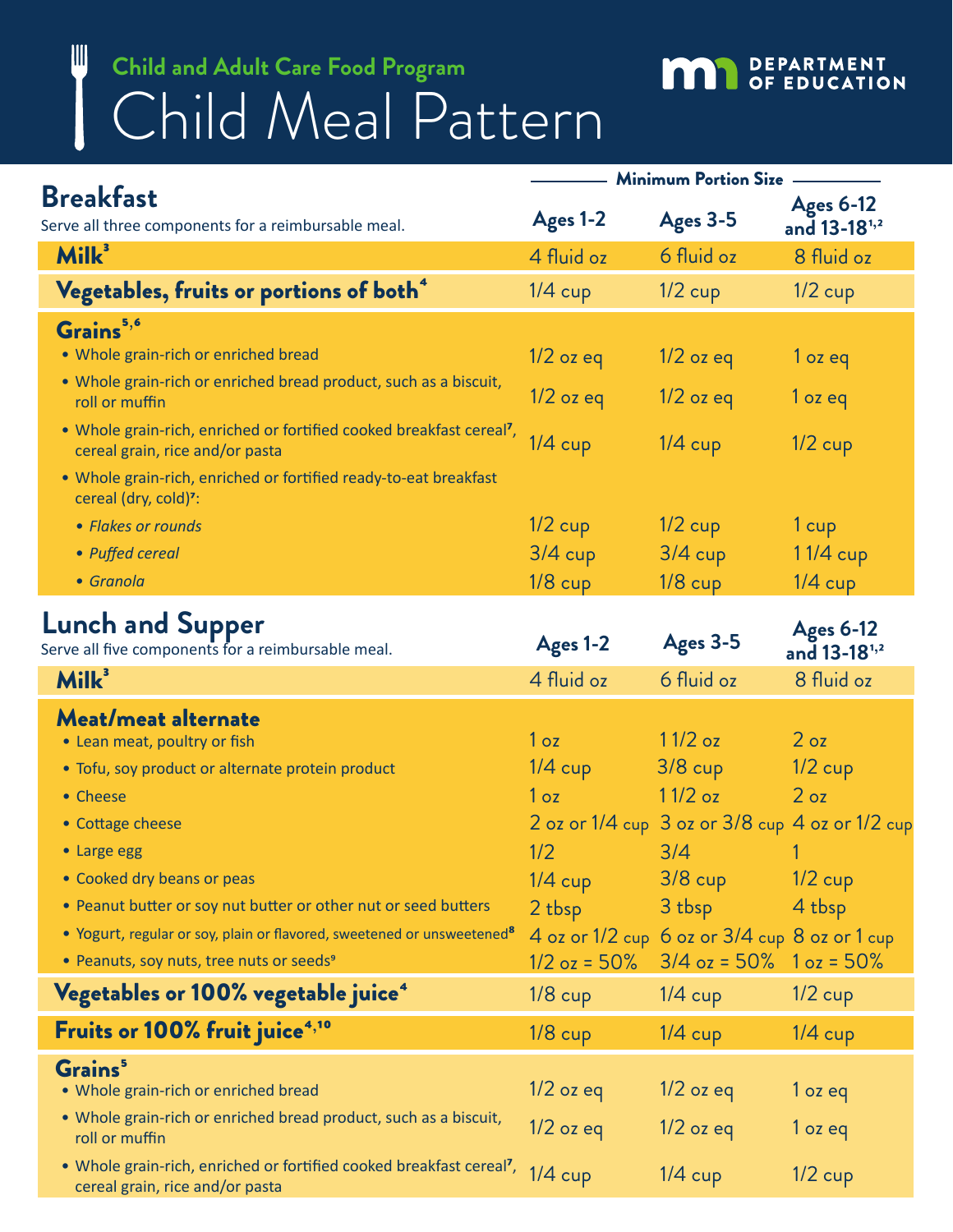## Child and Adult Care Food Program

# Child Meal Pattern

MN DEPARTMENT OF EDUCATION

## Breakfast

Serve all three components for a reimbursable meal.

| | Minimum Portion Size | | |
|---|---|---|---|
| | Ages 1-2 | Ages 3-5 | Ages 6-12 and 13-18[1,2] |
| **Milk[3]** | 4 fluid oz | 6 fluid oz | 8 fluid oz |
| **Vegetables, fruits or portions of both[4]** | 1/4 cup | 1/2 cup | 1/2 cup |
| **Grains[5,6]** | | | |
| • Whole grain-rich or enriched bread | 1/2 oz eq | 1/2 oz eq | 1 oz eq |
| • Whole grain-rich or enriched bread product, such as a biscuit, roll or muffin | 1/2 oz eq | 1/2 oz eq | 1 oz eq |
| • Whole grain-rich, enriched or fortified cooked breakfast cereal[7], cereal grain, rice and/or pasta | 1/4 cup | 1/4 cup | 1/2 cup |
| • Whole grain-rich, enriched or fortified ready-to-eat breakfast cereal (dry, cold)[7]: | | | |
| • *Flakes or rounds* | 1/2 cup | 1/2 cup | 1 cup |
| • *Puffed cereal* | 3/4 cup | 3/4 cup | 1 1/4 cup |
| • *Granola* | 1/8 cup | 1/8 cup | 1/4 cup |

## Lunch and Supper

Serve all five components for a reimbursable meal.

| | Ages 1-2 | Ages 3-5 | Ages 6-12 and 13-18[1,2] |
|---|---|---|---|
| **Milk[3]** | 4 fluid oz | 6 fluid oz | 8 fluid oz |
| **Meat/meat alternate** | | | |
| • Lean meat, poultry or fish | 1 oz | 1 1/2 oz | 2 oz |
| • Tofu, soy product or alternate protein product | 1/4 cup | 3/8 cup | 1/2 cup |
| • Cheese | 1 oz | 1 1/2 oz | 2 oz |
| • Cottage cheese | 2 oz or 1/4 cup | 3 oz or 3/8 cup | 4 oz or 1/2 cup |
| • Large egg | 1/2 | 3/4 | 1 |
| • Cooked dry beans or peas | 1/4 cup | 3/8 cup | 1/2 cup |
| • Peanut butter or soy nut butter or other nut or seed butters | 2 tbsp | 3 tbsp | 4 tbsp |
| • Yogurt, regular or soy, plain or flavored, sweetened or unsweetened[8] | 4 oz or 1/2 cup | 6 oz or 3/4 cup | 8 oz or 1 cup |
| • Peanuts, soy nuts, tree nuts or seeds[9] | 1/2 oz = 50% | 3/4 oz = 50% | 1 oz = 50% |
| **Vegetables or 100% vegetable juice[4]** | 1/8 cup | 1/4 cup | 1/2 cup |
| **Fruits or 100% fruit juice[4,10]** | 1/8 cup | 1/4 cup | 1/4 cup |
| **Grains[5]** | | | |
| • Whole grain-rich or enriched bread | 1/2 oz eq | 1/2 oz eq | 1 oz eq |
| • Whole grain-rich or enriched bread product, such as a biscuit, roll or muffin | 1/2 oz eq | 1/2 oz eq | 1 oz eq |
| • Whole grain-rich, enriched or fortified cooked breakfast cereal[7], cereal grain, rice and/or pasta | 1/4 cup | 1/4 cup | 1/2 cup |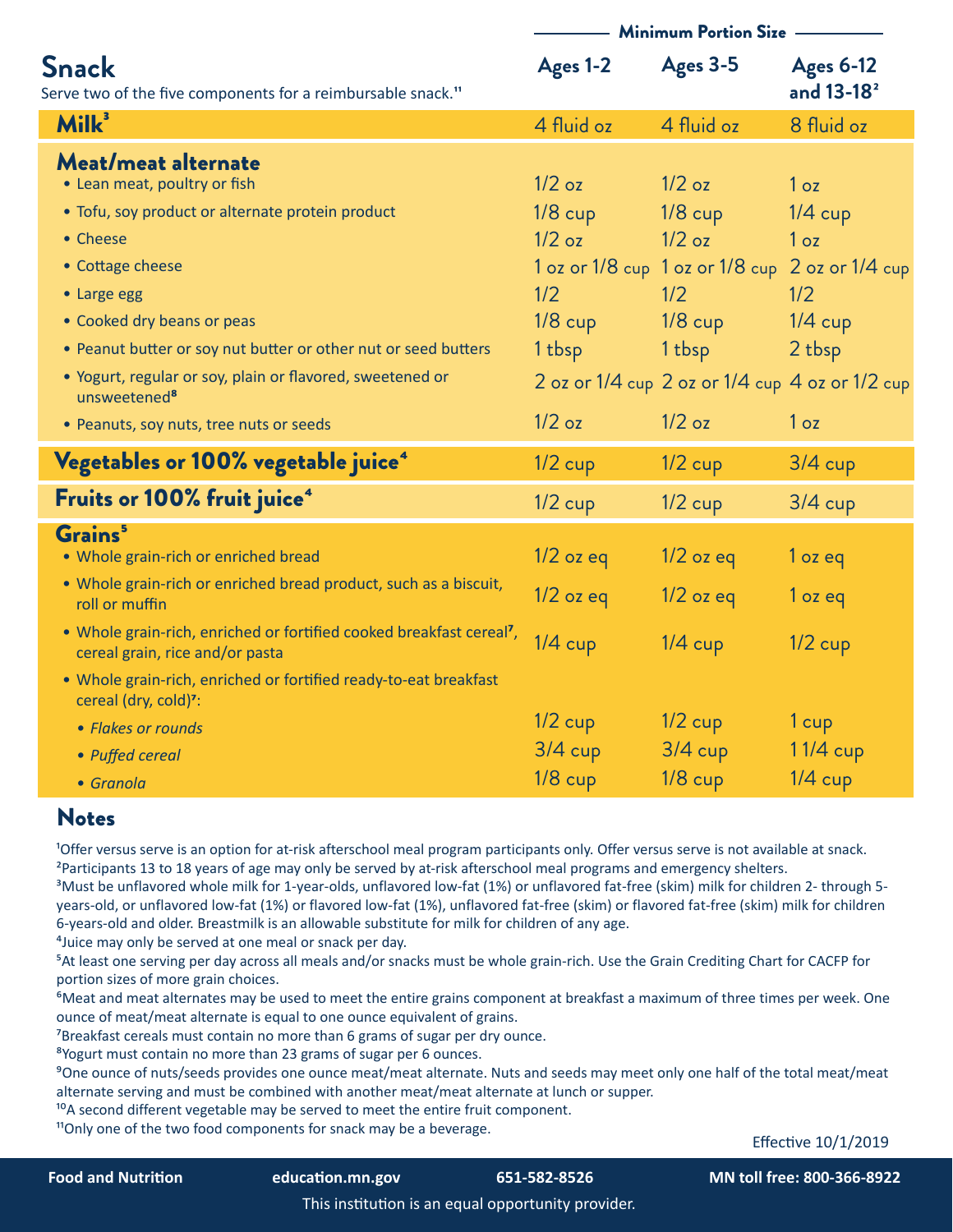# Snack

Serve two of the five components for a reimbursable snack.[11]

| | Minimum Portion Size | | |
|---|---|---|---|
| | **Ages 1-2** | **Ages 3-5** | **Ages 6-12 and 13-18**[2] |
| **Milk**[3] | 4 fluid oz | 4 fluid oz | 8 fluid oz |
| **Meat/meat alternate** | | | |
| • Lean meat, poultry or fish | 1/2 oz | 1/2 oz | 1 oz |
| • Tofu, soy product or alternate protein product | 1/8 cup | 1/8 cup | 1/4 cup |
| • Cheese | 1/2 oz | 1/2 oz | 1 oz |
| • Cottage cheese | 1 oz or 1/8 cup | 1 oz or 1/8 cup | 2 oz or 1/4 cup |
| • Large egg | 1/2 | 1/2 | 1/2 |
| • Cooked dry beans or peas | 1/8 cup | 1/8 cup | 1/4 cup |
| • Peanut butter or soy nut butter or other nut or seed butters | 1 tbsp | 1 tbsp | 2 tbsp |
| • Yogurt, regular or soy, plain or flavored, sweetened or unsweetened[8] | 2 oz or 1/4 cup | 2 oz or 1/4 cup | 4 oz or 1/2 cup |
| • Peanuts, soy nuts, tree nuts or seeds | 1/2 oz | 1/2 oz | 1 oz |
| **Vegetables or 100% vegetable juice**[4] | 1/2 cup | 1/2 cup | 3/4 cup |
| **Fruits or 100% fruit juice**[4] | 1/2 cup | 1/2 cup | 3/4 cup |
| **Grains**[5] | | | |
| • Whole grain-rich or enriched bread | 1/2 oz eq | 1/2 oz eq | 1 oz eq |
| • Whole grain-rich or enriched bread product, such as a biscuit, roll or muffin | 1/2 oz eq | 1/2 oz eq | 1 oz eq |
| • Whole grain-rich, enriched or fortified cooked breakfast cereal[7], cereal grain, rice and/or pasta | 1/4 cup | 1/4 cup | 1/2 cup |
| • Whole grain-rich, enriched or fortified ready-to-eat breakfast cereal (dry, cold)[7]: | | | |
| • *Flakes or rounds* | 1/2 cup | 1/2 cup | 1 cup |
| • *Puffed cereal* | 3/4 cup | 3/4 cup | 1 1/4 cup |
| • *Granola* | 1/8 cup | 1/8 cup | 1/4 cup |

## Notes

[1]Offer versus serve is an option for at-risk afterschool meal program participants only. Offer versus serve is not available at snack.
[2]Participants 13 to 18 years of age may only be served by at-risk afterschool meal programs and emergency shelters.
[3]Must be unflavored whole milk for 1-year-olds, unflavored low-fat (1%) or unflavored fat-free (skim) milk for children 2- through 5-years-old, or unflavored low-fat (1%) or flavored low-fat (1%), unflavored fat-free (skim) or flavored fat-free (skim) milk for children 6-years-old and older. Breastmilk is an allowable substitute for milk for children of any age.
[4]Juice may only be served at one meal or snack per day.
[5]At least one serving per day across all meals and/or snacks must be whole grain-rich. Use the Grain Crediting Chart for CACFP for portion sizes of more grain choices.
[6]Meat and meat alternates may be used to meet the entire grains component at breakfast a maximum of three times per week. One ounce of meat/meat alternate is equal to one ounce equivalent of grains.
[7]Breakfast cereals must contain no more than 6 grams of sugar per dry ounce.
[8]Yogurt must contain no more than 23 grams of sugar per 6 ounces.
[9]One ounce of nuts/seeds provides one ounce meat/meat alternate. Nuts and seeds may meet only one half of the total meat/meat alternate serving and must be combined with another meat/meat alternate at lunch or supper.
[10]A second different vegetable may be served to meet the entire fruit component.
[11]Only one of the two food components for snack may be a beverage.

Effective 10/1/2019

**Food and Nutrition** | **education.mn.gov** | **651-582-8526** | **MN toll free: 800-366-8922**

This institution is an equal opportunity provider.